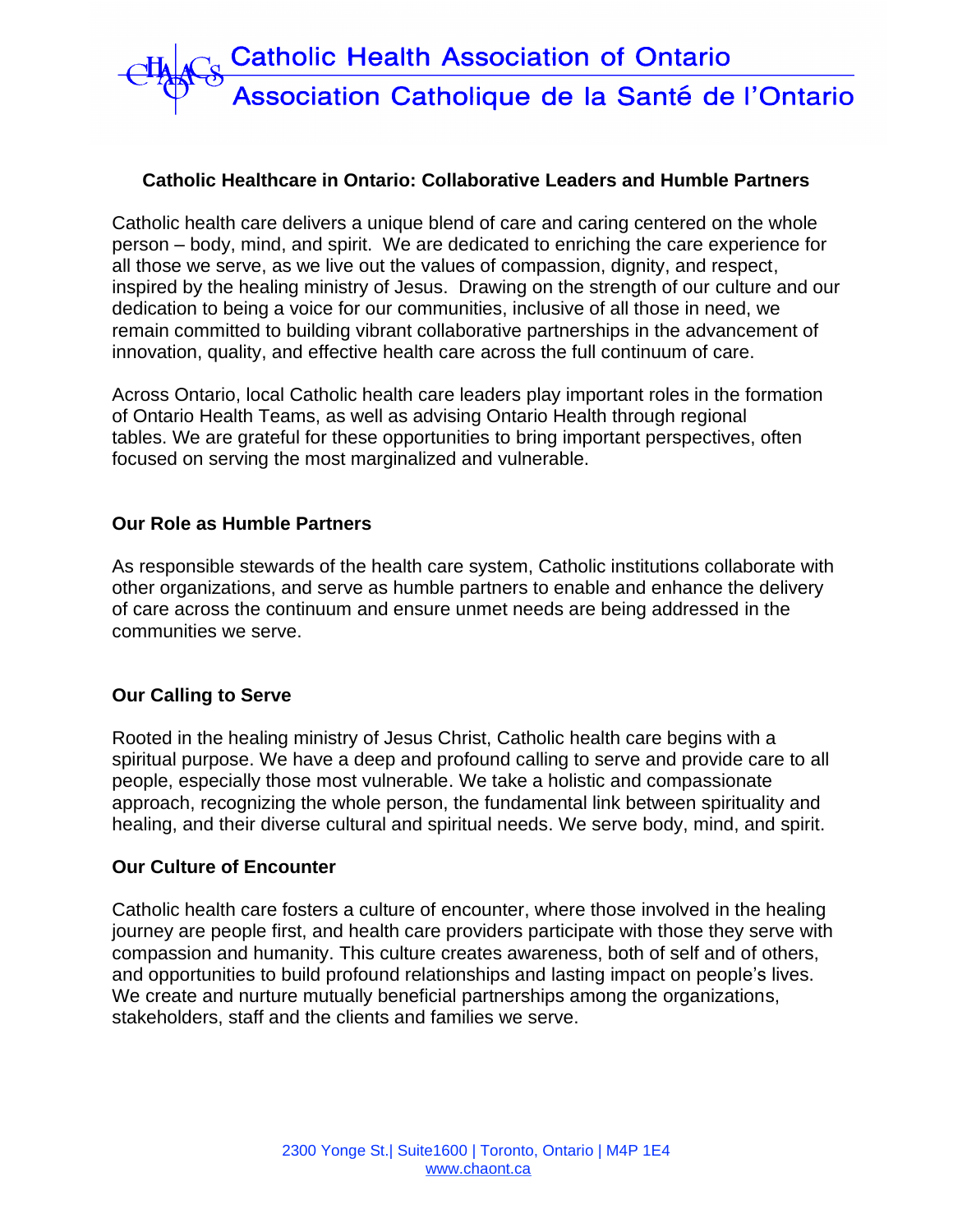Catholic Health Association of Ontario
Association Catholique de la Santé de l'Ontario

# Catholic Healthcare in Ontario: Collaborative Leaders and Humble Partners

Catholic health care delivers a unique blend of care and caring centered on the whole person – body, mind, and spirit. We are dedicated to enriching the care experience for all those we serve, as we live out the values of compassion, dignity, and respect, inspired by the healing ministry of Jesus. Drawing on the strength of our culture and our dedication to being a voice for our communities, inclusive of all those in need, we remain committed to building vibrant collaborative partnerships in the advancement of innovation, quality, and effective health care across the full continuum of care.

Across Ontario, local Catholic health care leaders play important roles in the formation of Ontario Health Teams, as well as advising Ontario Health through regional tables. We are grateful for these opportunities to bring important perspectives, often focused on serving the most marginalized and vulnerable.

## Our Role as Humble Partners

As responsible stewards of the health care system, Catholic institutions collaborate with other organizations, and serve as humble partners to enable and enhance the delivery of care across the continuum and ensure unmet needs are being addressed in the communities we serve.

## Our Calling to Serve

Rooted in the healing ministry of Jesus Christ, Catholic health care begins with a spiritual purpose. We have a deep and profound calling to serve and provide care to all people, especially those most vulnerable. We take a holistic and compassionate approach, recognizing the whole person, the fundamental link between spirituality and healing, and their diverse cultural and spiritual needs. We serve body, mind, and spirit.

## Our Culture of Encounter

Catholic health care fosters a culture of encounter, where those involved in the healing journey are people first, and health care providers participate with those they serve with compassion and humanity. This culture creates awareness, both of self and of others, and opportunities to build profound relationships and lasting impact on people's lives. We create and nurture mutually beneficial partnerships among the organizations, stakeholders, staff and the clients and families we serve.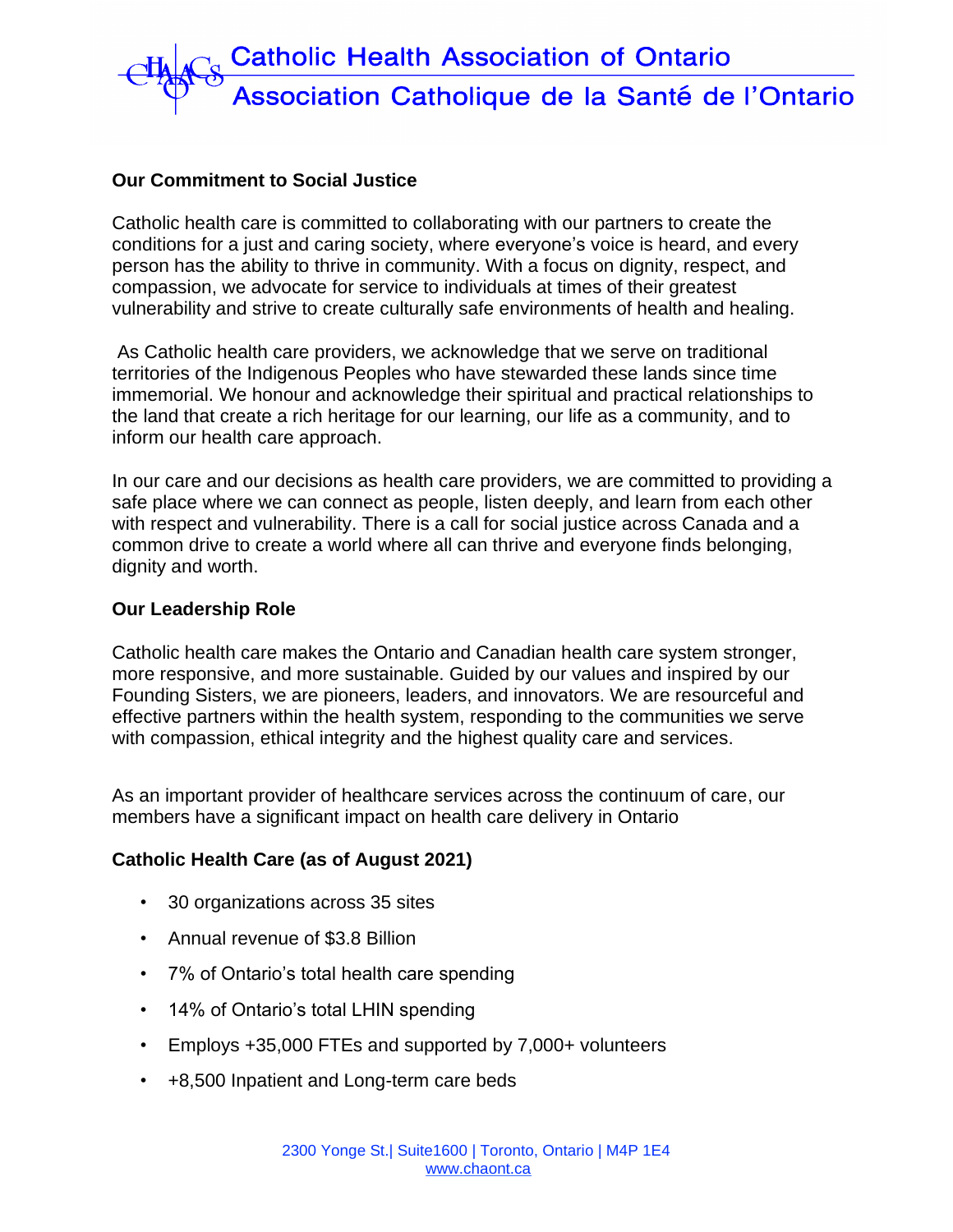### Our Commitment to Social Justice

Catholic health care is committed to collaborating with our partners to create the conditions for a just and caring society, where everyone's voice is heard, and every person has the ability to thrive in community. With a focus on dignity, respect, and compassion, we advocate for service to individuals at times of their greatest vulnerability and strive to create culturally safe environments of health and healing.

As Catholic health care providers, we acknowledge that we serve on traditional territories of the Indigenous Peoples who have stewarded these lands since time immemorial. We honour and acknowledge their spiritual and practical relationships to the land that create a rich heritage for our learning, our life as a community, and to inform our health care approach.

In our care and our decisions as health care providers, we are committed to providing a safe place where we can connect as people, listen deeply, and learn from each other with respect and vulnerability. There is a call for social justice across Canada and a common drive to create a world where all can thrive and everyone finds belonging, dignity and worth.

### Our Leadership Role

Catholic health care makes the Ontario and Canadian health care system stronger, more responsive, and more sustainable. Guided by our values and inspired by our Founding Sisters, we are pioneers, leaders, and innovators. We are resourceful and effective partners within the health system, responding to the communities we serve with compassion, ethical integrity and the highest quality care and services.

As an important provider of healthcare services across the continuum of care, our members have a significant impact on health care delivery in Ontario

### Catholic Health Care (as of August 2021)

- 30 organizations across 35 sites
- Annual revenue of $3.8 Billion
- 7% of Ontario's total health care spending
- 14% of Ontario's total LHIN spending
- Employs +35,000 FTEs and supported by 7,000+ volunteers
- +8,500 Inpatient and Long-term care beds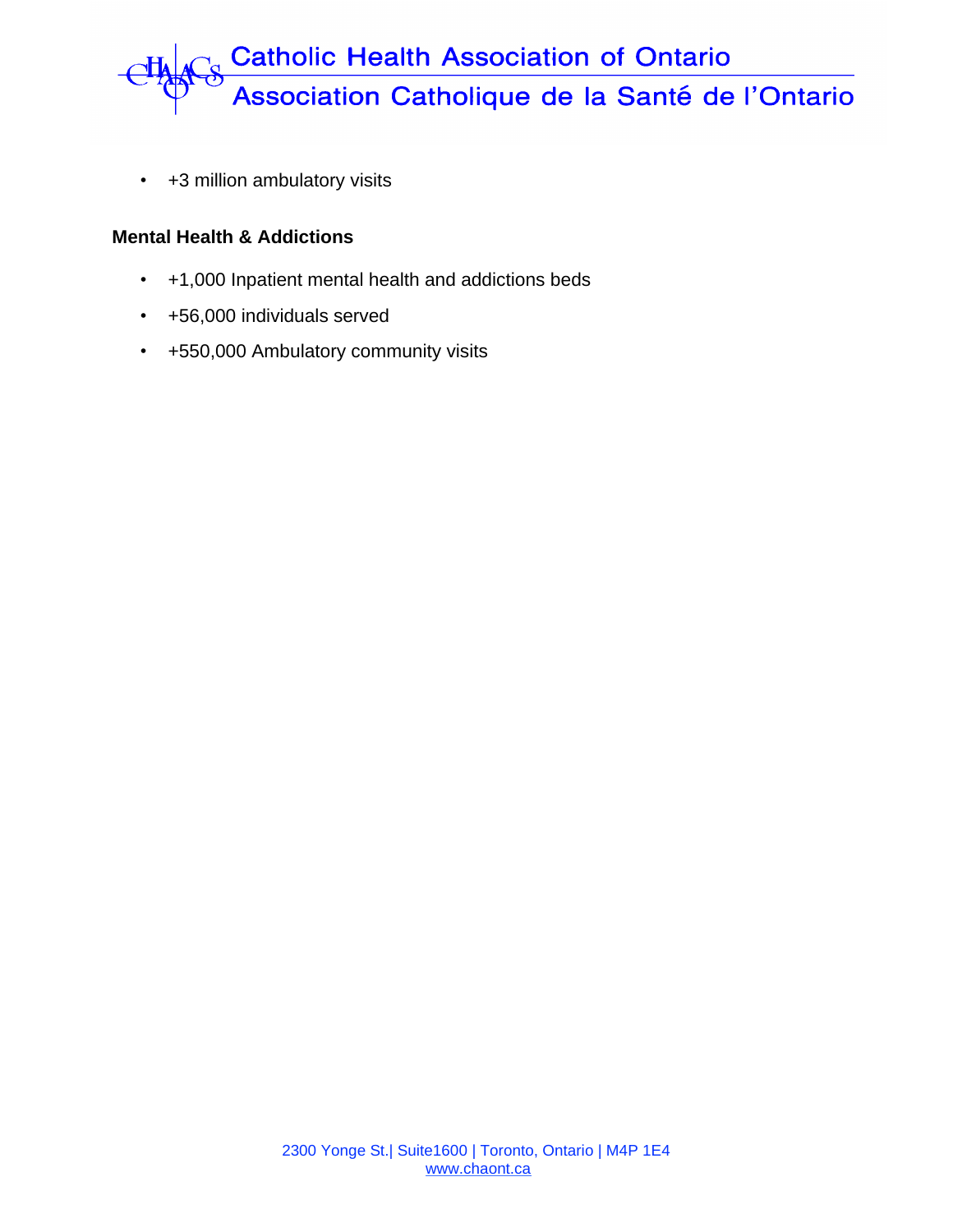- +3 million ambulatory visits

**Mental Health & Addictions**

- +1,000 Inpatient mental health and addictions beds
- +56,000 individuals served
- +550,000 Ambulatory community visits